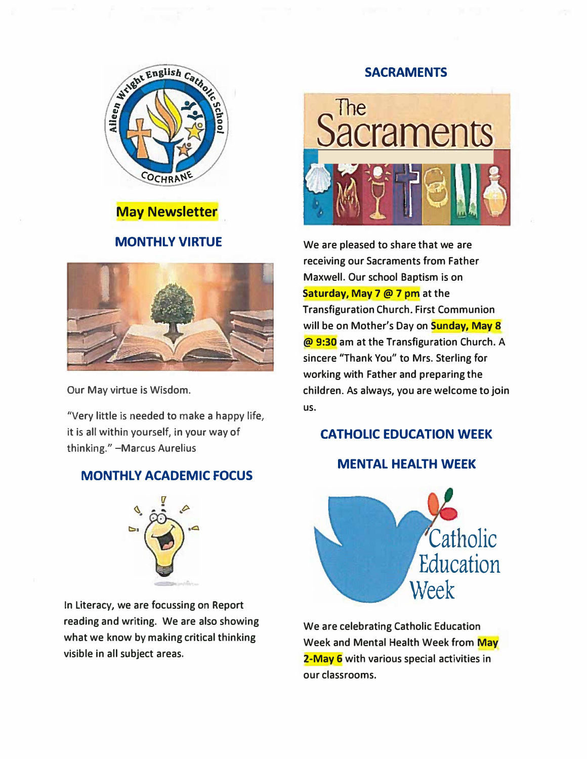# May Newsletter

## MONTHLY VIRTUE

Our May virtue is Wisdom.

"Very little is needed to make a happy life, it is all within yourself, in your way of thinking." –Marcus Aurelius

## MONTHLY ACADEMIC FOCUS

In Literacy, we are focussing on Report reading and writing. We are also showing what we know by making critical thinking visible in all subject areas.

## SACRAMENTS

We are pleased to share that we are receiving our Sacraments from Father Maxwell. Our school Baptism is on **Saturday, May 7 @ 7 pm** at the Transfiguration Church. First Communion will be on Mother's Day on **Sunday, May 8 @ 9:30** am at the Transfiguration Church. A sincere "Thank You" to Mrs. Sterling for working with Father and preparing the children. As always, you are welcome to join us.

## CATHOLIC EDUCATION WEEK

## MENTAL HEALTH WEEK

We are celebrating Catholic Education Week and Mental Health Week from **May 2-May 6** with various special activities in our classrooms.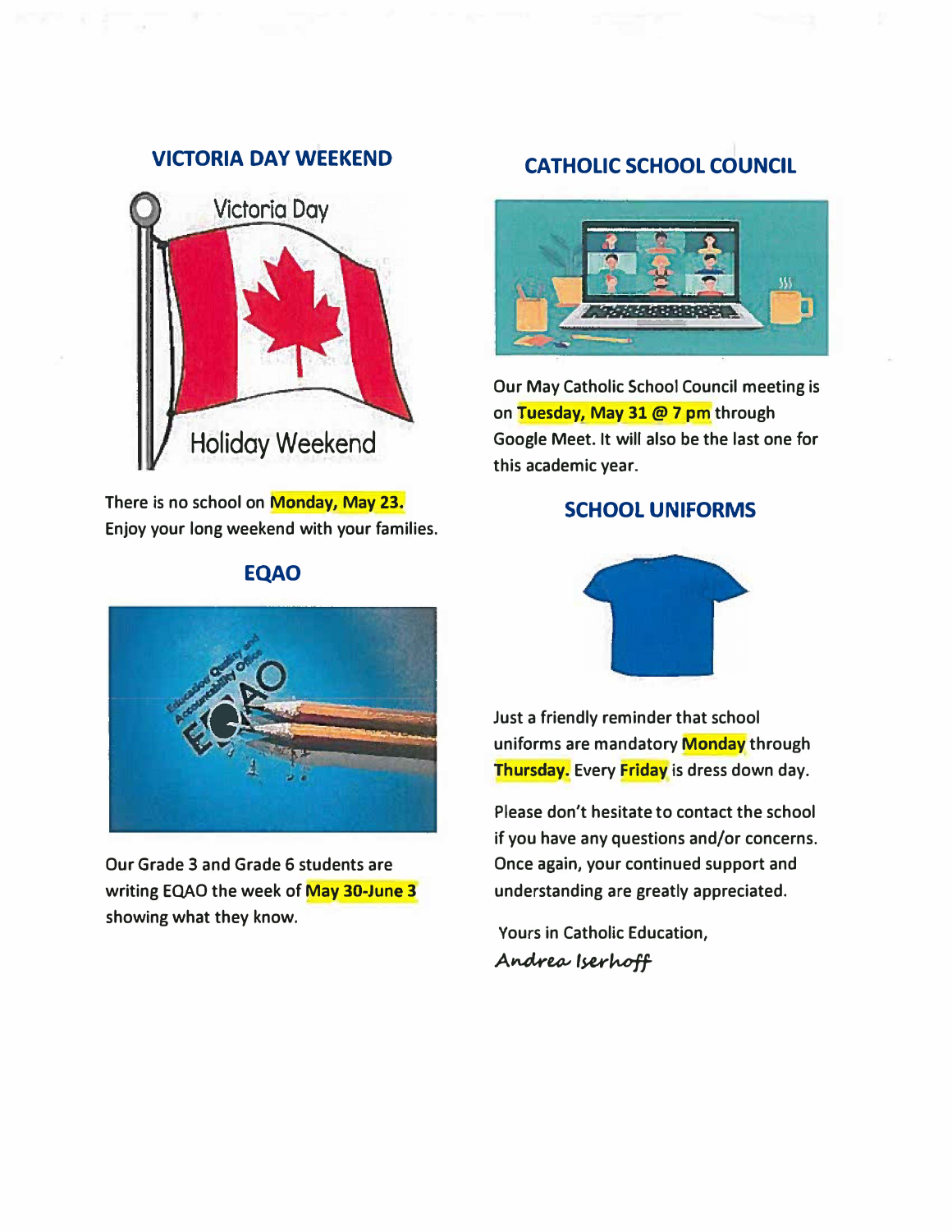## VICTORIA DAY WEEKEND

There is no school on **Monday, May 23.** Enjoy your long weekend with your families.

## EQAO

Our Grade 3 and Grade 6 students are writing EQAO the week of **May 30-June 3** showing what they know.

## CATHOLIC SCHOOL COUNCIL

Our May Catholic School Council meeting is on **Tuesday, May 31 @ 7 pm** through Google Meet. It will also be the last one for this academic year.

## SCHOOL UNIFORMS

Just a friendly reminder that school uniforms are mandatory **Monday** through **Thursday.** Every **Friday** is dress down day.

Please don't hesitate to contact the school if you have any questions and/or concerns. Once again, your continued support and understanding are greatly appreciated.

Yours in Catholic Education,

*Andrea Iserhoff*